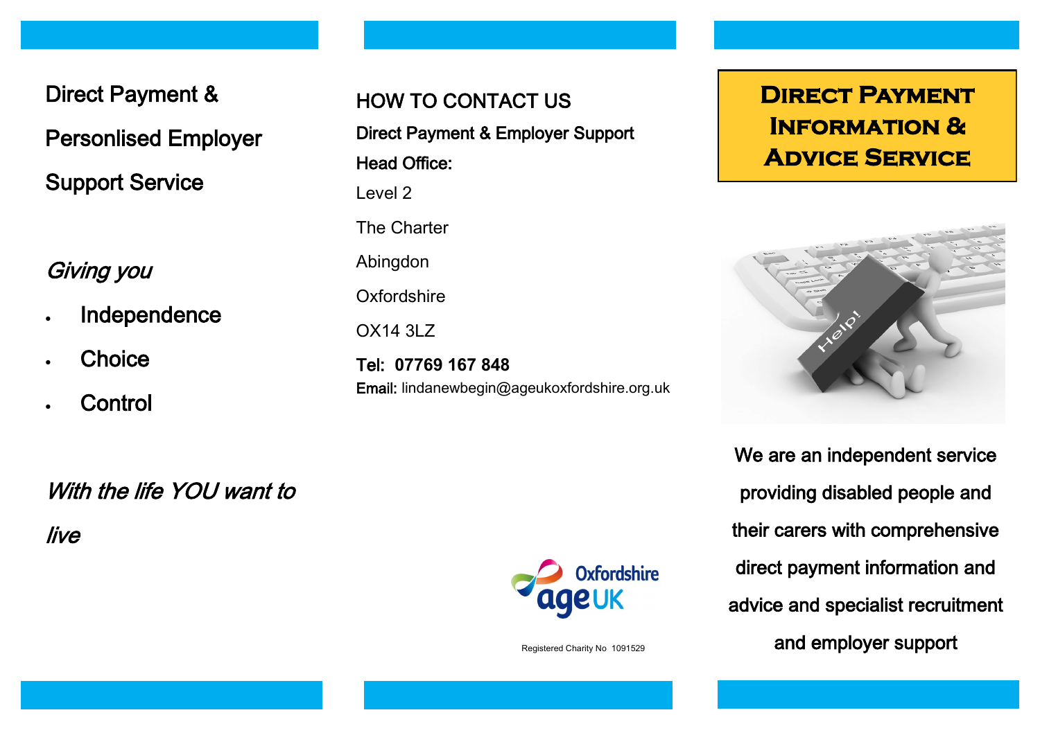Direct Payment &

Personlised Employer

Support Service

*Giving you*

- Independence
- Choice
- Control

*With the life YOU want to live*

## HOW TO CONTACT US

**Direct Payment & Employer Support**

**Head Office:**

Level 2

The Charter

Abingdon

Oxfordshire

OX14 3LZ

**Tel: 07769 167 848**

**Email:** lindanewbegin@ageukoxfordshire.org.uk

Oxfordshire ageUK

Registered Charity No 1091529

# Direct Payment Information & Advice Service

We are an independent service providing disabled people and their carers with comprehensive direct payment information and advice and specialist recruitment and employer support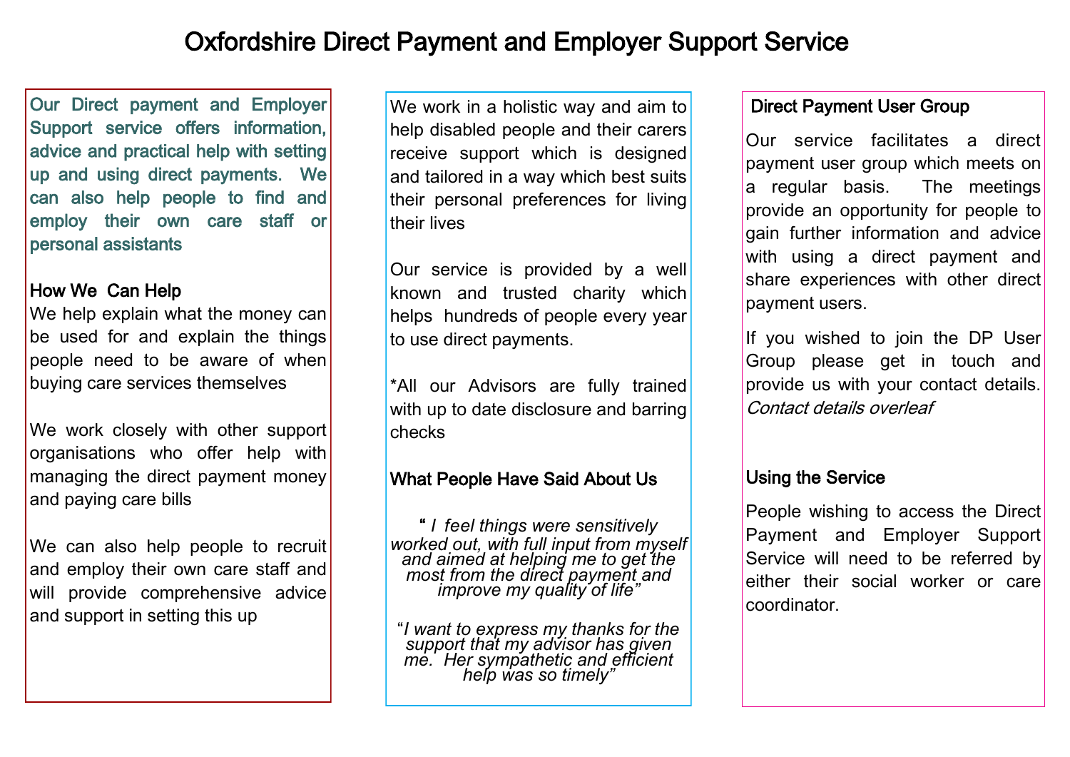# Oxfordshire Direct Payment and Employer Support Service

Our Direct payment and Employer Support service offers information, advice and practical help with setting up and using direct payments. We can also help people to find and employ their own care staff or personal assistants

## How We Can Help

We help explain what the money can be used for and explain the things people need to be aware of when buying care services themselves

We work closely with other support organisations who offer help with managing the direct payment money and paying care bills

We can also help people to recruit and employ their own care staff and will provide comprehensive advice and support in setting this up

We work in a holistic way and aim to help disabled people and their carers receive support which is designed and tailored in a way which best suits their personal preferences for living their lives

Our service is provided by a well known and trusted charity which helps hundreds of people every year to use direct payments.

*All our Advisors are fully trained with up to date disclosure and barring checks

## What People Have Said About Us

*" I feel things were sensitively worked out, with full input from myself and aimed at helping me to get the most from the direct payment and improve my quality of life"*

*"I want to express my thanks for the support that my advisor has given me. Her sympathetic and efficient help was so timely"*

## Direct Payment User Group

Our service facilitates a direct payment user group which meets on a regular basis. The meetings provide an opportunity for people to gain further information and advice with using a direct payment and share experiences with other direct payment users.

If you wished to join the DP User Group please get in touch and provide us with your contact details. *Contact details overleaf*

## Using the Service

People wishing to access the Direct Payment and Employer Support Service will need to be referred by either their social worker or care coordinator.